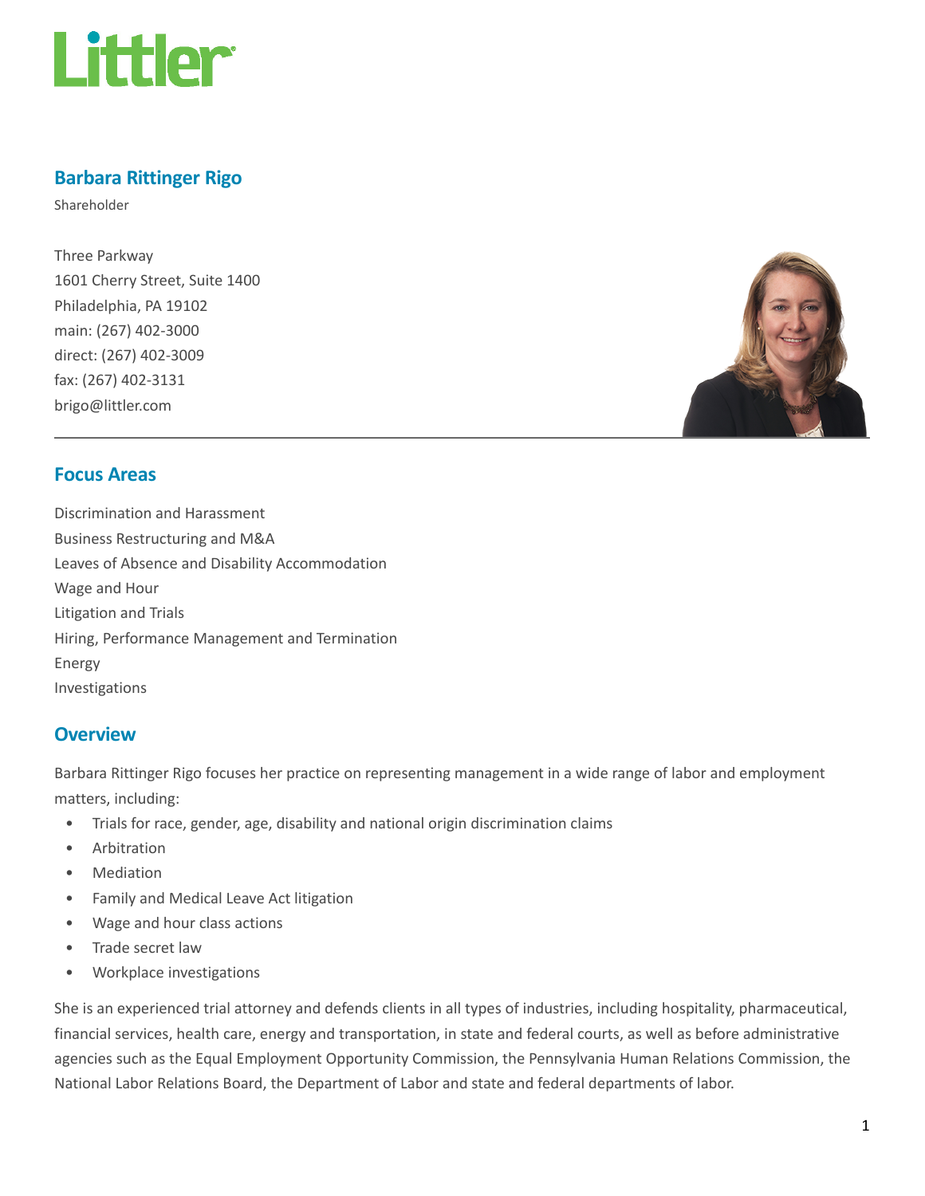Littler

# Barbara Rittinger Rigo

Shareholder

Three Parkway
1601 Cherry Street, Suite 1400
Philadelphia, PA 19102
main: (267) 402-3000
direct: (267) 402-3009
fax: (267) 402-3131
brigo@littler.com

## Focus Areas

Discrimination and Harassment
Business Restructuring and M&A
Leaves of Absence and Disability Accommodation
Wage and Hour
Litigation and Trials
Hiring, Performance Management and Termination
Energy
Investigations

## Overview

Barbara Rittinger Rigo focuses her practice on representing management in a wide range of labor and employment matters, including:

- Trials for race, gender, age, disability and national origin discrimination claims
- Arbitration
- Mediation
- Family and Medical Leave Act litigation
- Wage and hour class actions
- Trade secret law
- Workplace investigations

She is an experienced trial attorney and defends clients in all types of industries, including hospitality, pharmaceutical, financial services, health care, energy and transportation, in state and federal courts, as well as before administrative agencies such as the Equal Employment Opportunity Commission, the Pennsylvania Human Relations Commission, the National Labor Relations Board, the Department of Labor and state and federal departments of labor.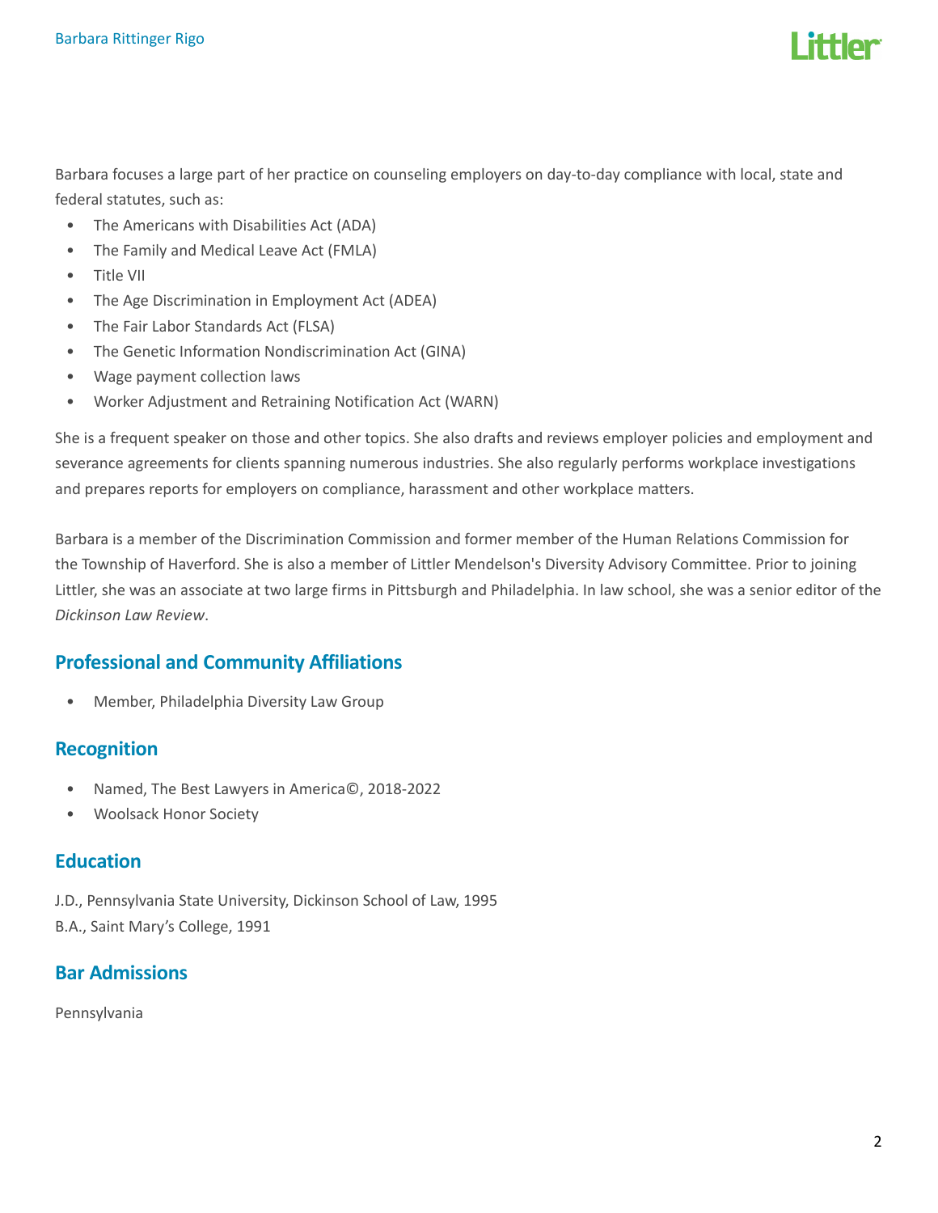Barbara focuses a large part of her practice on counseling employers on day-to-day compliance with local, state and federal statutes, such as:

- The Americans with Disabilities Act (ADA)
- The Family and Medical Leave Act (FMLA)
- Title VII
- The Age Discrimination in Employment Act (ADEA)
- The Fair Labor Standards Act (FLSA)
- The Genetic Information Nondiscrimination Act (GINA)
- Wage payment collection laws
- Worker Adjustment and Retraining Notification Act (WARN)

She is a frequent speaker on those and other topics. She also drafts and reviews employer policies and employment and severance agreements for clients spanning numerous industries. She also regularly performs workplace investigations and prepares reports for employers on compliance, harassment and other workplace matters.

Barbara is a member of the Discrimination Commission and former member of the Human Relations Commission for the Township of Haverford. She is also a member of Littler Mendelson's Diversity Advisory Committee. Prior to joining Littler, she was an associate at two large firms in Pittsburgh and Philadelphia. In law school, she was a senior editor of the *Dickinson Law Review*.

## Professional and Community Affiliations

- Member, Philadelphia Diversity Law Group

## Recognition

- Named, The Best Lawyers in America©, 2018-2022
- Woolsack Honor Society

## Education

J.D., Pennsylvania State University, Dickinson School of Law, 1995
B.A., Saint Mary's College, 1991

## Bar Admissions

Pennsylvania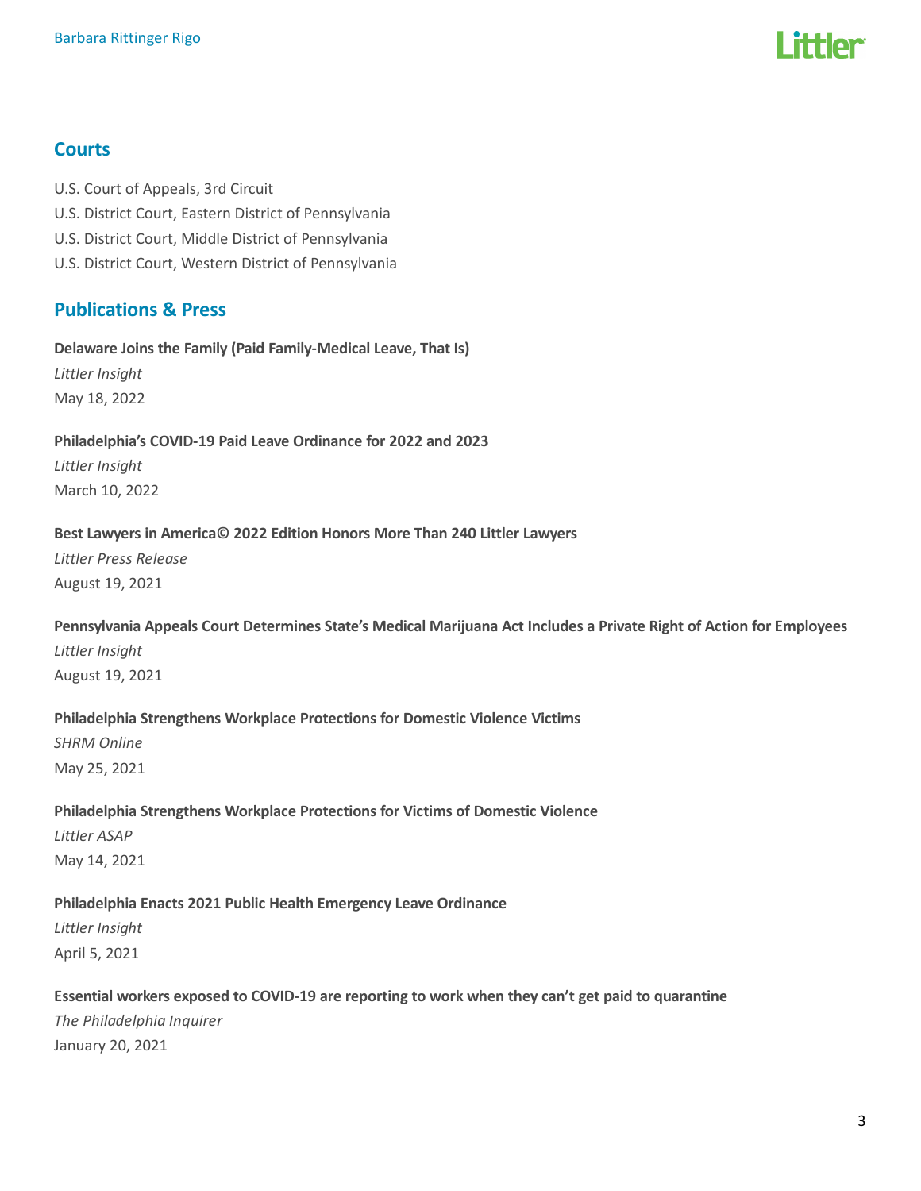## Courts

U.S. Court of Appeals, 3rd Circuit

U.S. District Court, Eastern District of Pennsylvania

U.S. District Court, Middle District of Pennsylvania

U.S. District Court, Western District of Pennsylvania

## Publications & Press

**Delaware Joins the Family (Paid Family-Medical Leave, That Is)**
*Littler Insight*
May 18, 2022

**Philadelphia's COVID-19 Paid Leave Ordinance for 2022 and 2023**
*Littler Insight*
March 10, 2022

**Best Lawyers in America© 2022 Edition Honors More Than 240 Littler Lawyers**
*Littler Press Release*
August 19, 2021

**Pennsylvania Appeals Court Determines State's Medical Marijuana Act Includes a Private Right of Action for Employees**
*Littler Insight*
August 19, 2021

**Philadelphia Strengthens Workplace Protections for Domestic Violence Victims**
*SHRM Online*
May 25, 2021

**Philadelphia Strengthens Workplace Protections for Victims of Domestic Violence**
*Littler ASAP*
May 14, 2021

**Philadelphia Enacts 2021 Public Health Emergency Leave Ordinance**
*Littler Insight*
April 5, 2021

**Essential workers exposed to COVID-19 are reporting to work when they can't get paid to quarantine**
*The Philadelphia Inquirer*
January 20, 2021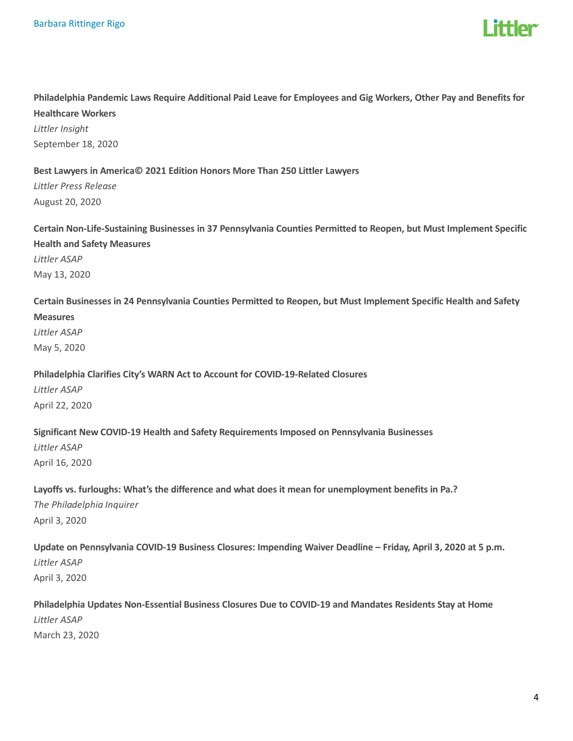**Philadelphia Pandemic Laws Require Additional Paid Leave for Employees and Gig Workers, Other Pay and Benefits for Healthcare Workers**
*Littler Insight*
September 18, 2020

**Best Lawyers in America© 2021 Edition Honors More Than 250 Littler Lawyers**
*Littler Press Release*
August 20, 2020

**Certain Non-Life-Sustaining Businesses in 37 Pennsylvania Counties Permitted to Reopen, but Must Implement Specific Health and Safety Measures**
*Littler ASAP*
May 13, 2020

**Certain Businesses in 24 Pennsylvania Counties Permitted to Reopen, but Must Implement Specific Health and Safety Measures**
*Littler ASAP*
May 5, 2020

**Philadelphia Clarifies City's WARN Act to Account for COVID-19-Related Closures**
*Littler ASAP*
April 22, 2020

**Significant New COVID-19 Health and Safety Requirements Imposed on Pennsylvania Businesses**
*Littler ASAP*
April 16, 2020

**Layoffs vs. furloughs: What's the difference and what does it mean for unemployment benefits in Pa.?**
*The Philadelphia Inquirer*
April 3, 2020

**Update on Pennsylvania COVID-19 Business Closures: Impending Waiver Deadline – Friday, April 3, 2020 at 5 p.m.**
*Littler ASAP*
April 3, 2020

**Philadelphia Updates Non-Essential Business Closures Due to COVID-19 and Mandates Residents Stay at Home**
*Littler ASAP*
March 23, 2020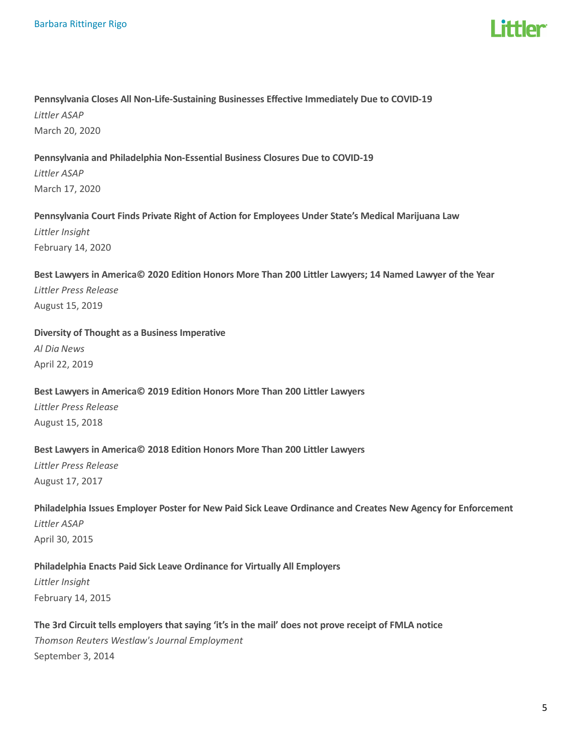**Pennsylvania Closes All Non-Life-Sustaining Businesses Effective Immediately Due to COVID-19**

*Littler ASAP*

March 20, 2020

**Pennsylvania and Philadelphia Non-Essential Business Closures Due to COVID-19**

*Littler ASAP*

March 17, 2020

**Pennsylvania Court Finds Private Right of Action for Employees Under State's Medical Marijuana Law**

*Littler Insight*

February 14, 2020

**Best Lawyers in America© 2020 Edition Honors More Than 200 Littler Lawyers; 14 Named Lawyer of the Year**

*Littler Press Release*

August 15, 2019

**Diversity of Thought as a Business Imperative**

*Al Dia News*

April 22, 2019

**Best Lawyers in America© 2019 Edition Honors More Than 200 Littler Lawyers**

*Littler Press Release*

August 15, 2018

**Best Lawyers in America© 2018 Edition Honors More Than 200 Littler Lawyers**

*Littler Press Release*

August 17, 2017

**Philadelphia Issues Employer Poster for New Paid Sick Leave Ordinance and Creates New Agency for Enforcement**

*Littler ASAP*

April 30, 2015

**Philadelphia Enacts Paid Sick Leave Ordinance for Virtually All Employers**

*Littler Insight*

February 14, 2015

**The 3rd Circuit tells employers that saying 'it's in the mail' does not prove receipt of FMLA notice**

*Thomson Reuters Westlaw's Journal Employment*

September 3, 2014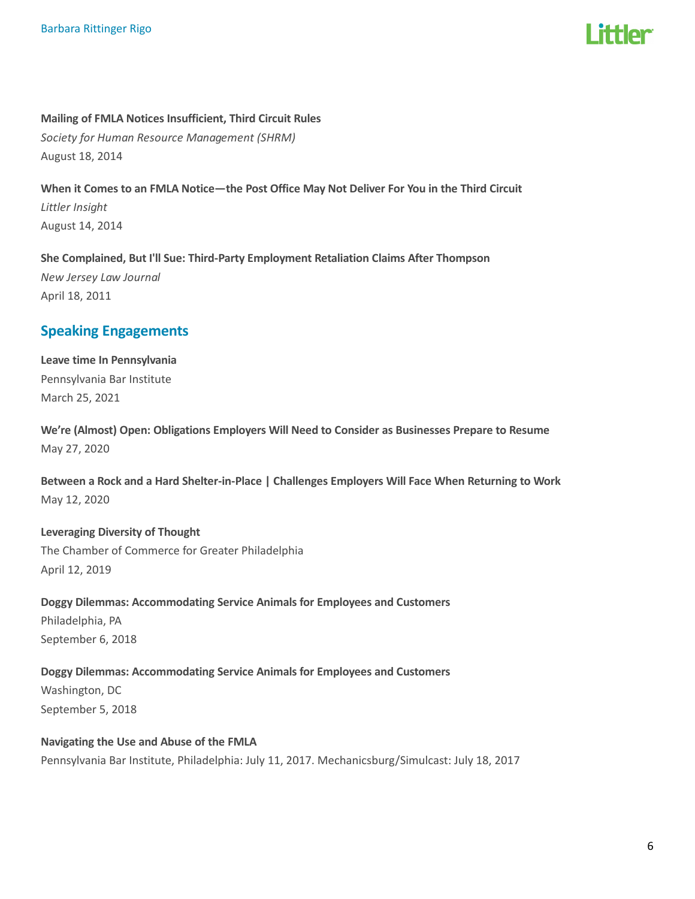**Mailing of FMLA Notices Insufficient, Third Circuit Rules**

*Society for Human Resource Management (SHRM)*

August 18, 2014

**When it Comes to an FMLA Notice—the Post Office May Not Deliver For You in the Third Circuit**

*Littler Insight*

August 14, 2014

**She Complained, But I'll Sue: Third-Party Employment Retaliation Claims After Thompson**

*New Jersey Law Journal*

April 18, 2011

## Speaking Engagements

**Leave time In Pennsylvania**

Pennsylvania Bar Institute

March 25, 2021

**We're (Almost) Open: Obligations Employers Will Need to Consider as Businesses Prepare to Resume**

May 27, 2020

**Between a Rock and a Hard Shelter-in-Place | Challenges Employers Will Face When Returning to Work**

May 12, 2020

**Leveraging Diversity of Thought**

The Chamber of Commerce for Greater Philadelphia

April 12, 2019

**Doggy Dilemmas: Accommodating Service Animals for Employees and Customers**

Philadelphia, PA

September 6, 2018

**Doggy Dilemmas: Accommodating Service Animals for Employees and Customers**

Washington, DC

September 5, 2018

**Navigating the Use and Abuse of the FMLA**

Pennsylvania Bar Institute, Philadelphia: July 11, 2017. Mechanicsburg/Simulcast: July 18, 2017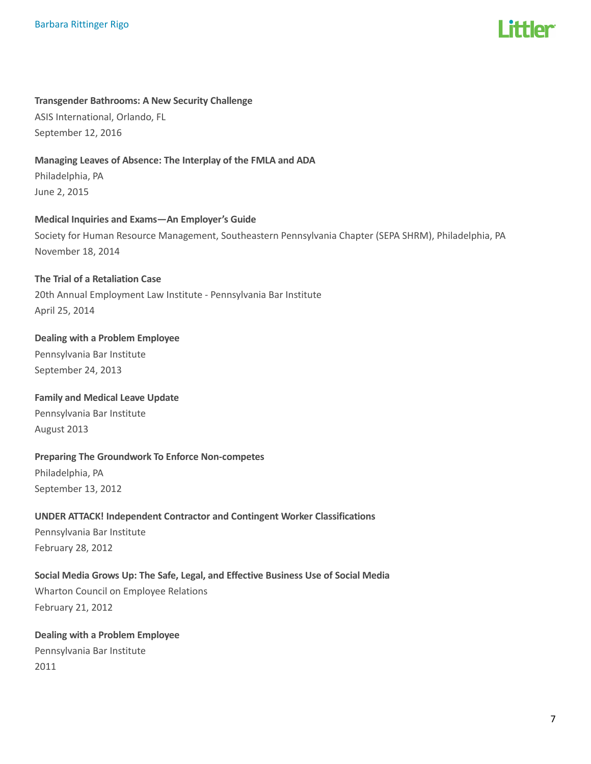**Transgender Bathrooms: A New Security Challenge**
ASIS International, Orlando, FL
September 12, 2016

**Managing Leaves of Absence: The Interplay of the FMLA and ADA**
Philadelphia, PA
June 2, 2015

**Medical Inquiries and Exams—An Employer's Guide**
Society for Human Resource Management, Southeastern Pennsylvania Chapter (SEPA SHRM), Philadelphia, PA
November 18, 2014

**The Trial of a Retaliation Case**
20th Annual Employment Law Institute - Pennsylvania Bar Institute
April 25, 2014

**Dealing with a Problem Employee**
Pennsylvania Bar Institute
September 24, 2013

**Family and Medical Leave Update**
Pennsylvania Bar Institute
August 2013

**Preparing The Groundwork To Enforce Non-competes**
Philadelphia, PA
September 13, 2012

**UNDER ATTACK! Independent Contractor and Contingent Worker Classifications**
Pennsylvania Bar Institute
February 28, 2012

**Social Media Grows Up: The Safe, Legal, and Effective Business Use of Social Media**
Wharton Council on Employee Relations
February 21, 2012

**Dealing with a Problem Employee**
Pennsylvania Bar Institute
2011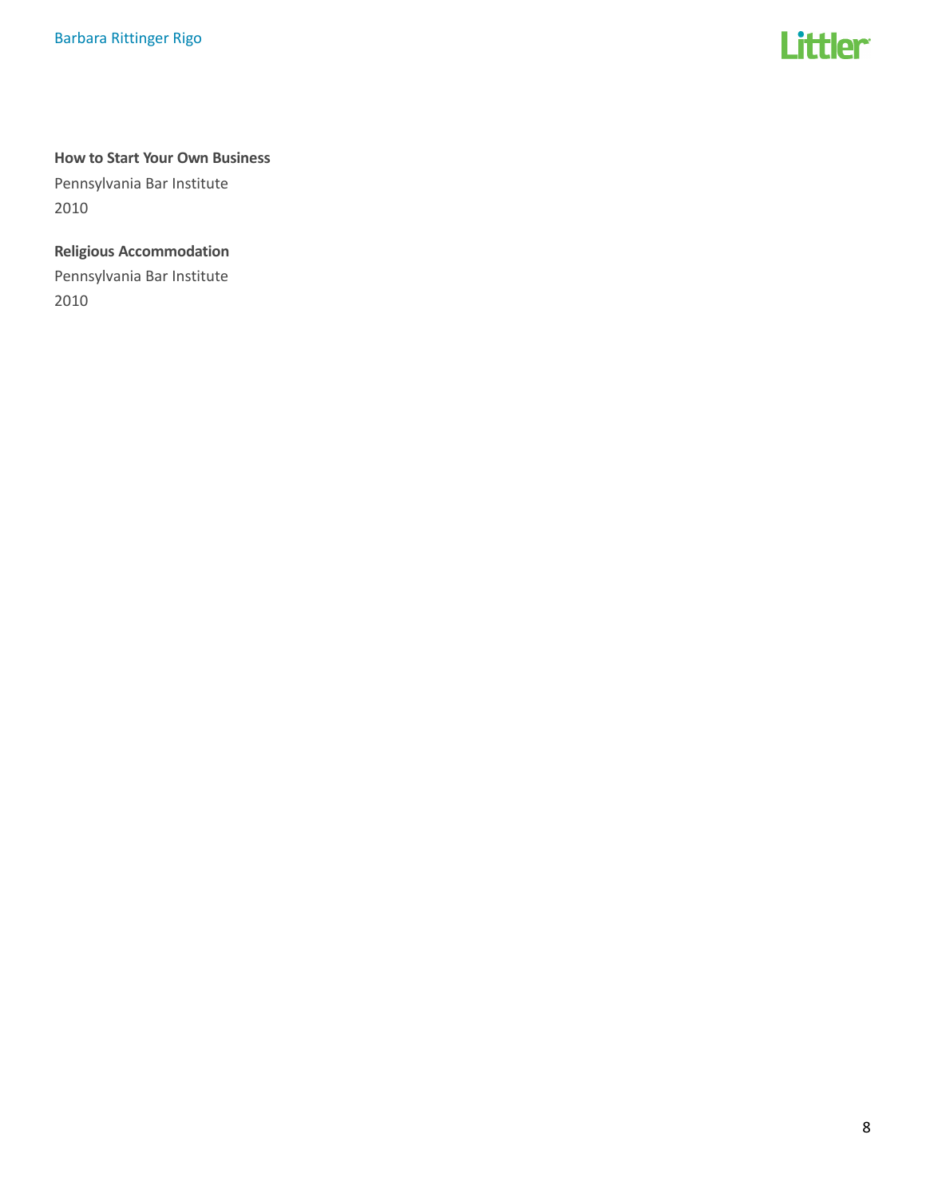**How to Start Your Own Business**

Pennsylvania Bar Institute

2010

**Religious Accommodation**

Pennsylvania Bar Institute

2010